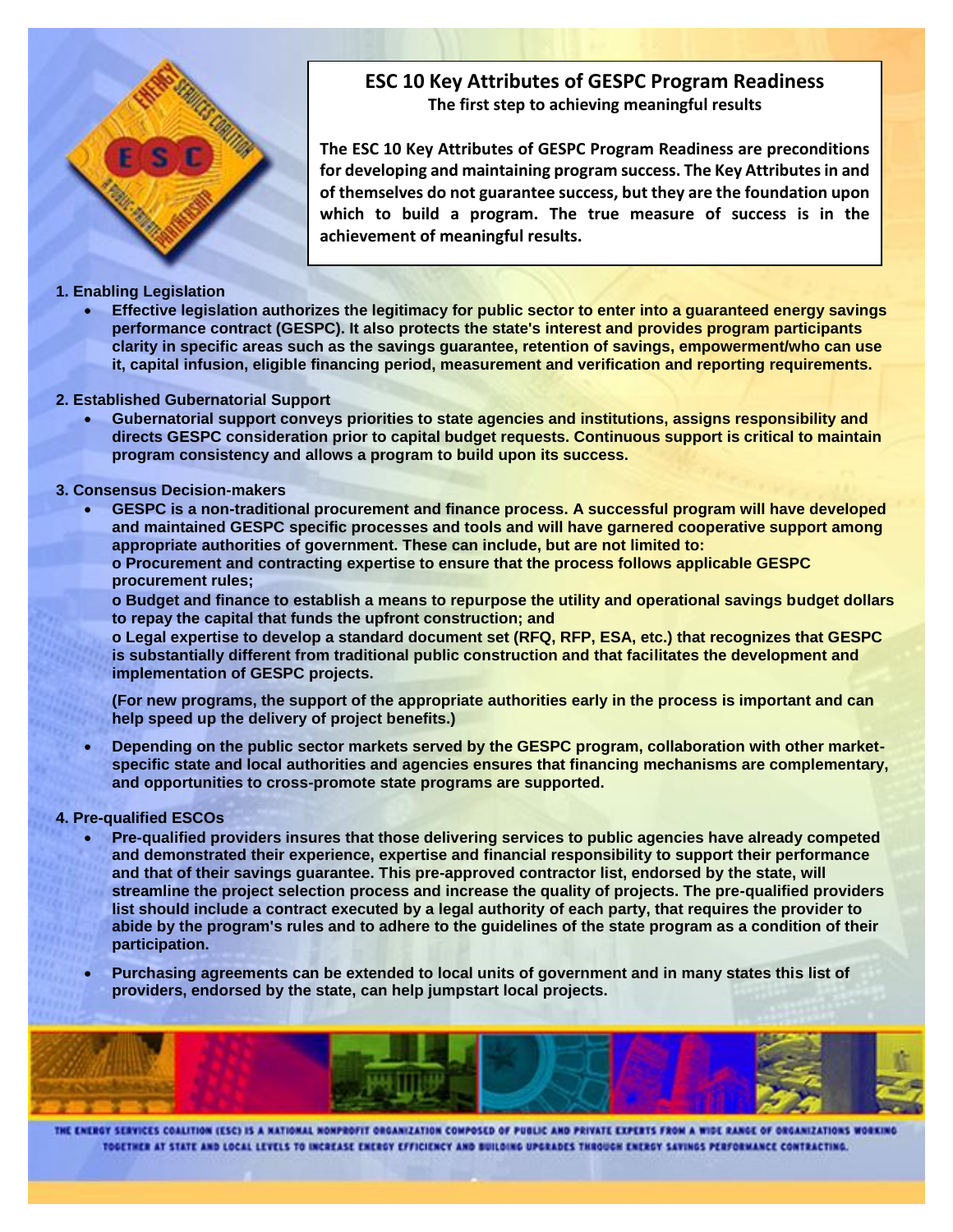# ESC 10 Key Attributes of GESPC Program Readiness

**The first step to achieving meaningful results**

**The ESC 10 Key Attributes of GESPC Program Readiness are preconditions for developing and maintaining program success. The Key Attributes in and of themselves do not guarantee success, but they are the foundation upon which to build a program. The true measure of success is in the achievement of meaningful results.**

**1. Enabling Legislation**

- **Effective legislation authorizes the legitimacy for public sector to enter into a guaranteed energy savings performance contract (GESPC). It also protects the state's interest and provides program participants clarity in specific areas such as the savings guarantee, retention of savings, empowerment/who can use it, capital infusion, eligible financing period, measurement and verification and reporting requirements.**

**2. Established Gubernatorial Support**

- **Gubernatorial support conveys priorities to state agencies and institutions, assigns responsibility and directs GESPC consideration prior to capital budget requests. Continuous support is critical to maintain program consistency and allows a program to build upon its success.**

**3. Consensus Decision-makers**

- **GESPC is a non-traditional procurement and finance process. A successful program will have developed and maintained GESPC specific processes and tools and will have garnered cooperative support among appropriate authorities of government. These can include, but are not limited to:**
  **o Procurement and contracting expertise to ensure that the process follows applicable GESPC procurement rules;**
  **o Budget and finance to establish a means to repurpose the utility and operational savings budget dollars to repay the capital that funds the upfront construction; and**
  **o Legal expertise to develop a standard document set (RFQ, RFP, ESA, etc.) that recognizes that GESPC is substantially different from traditional public construction and that facilitates the development and implementation of GESPC projects.**

  **(For new programs, the support of the appropriate authorities early in the process is important and can help speed up the delivery of project benefits.)**

- **Depending on the public sector markets served by the GESPC program, collaboration with other market-specific state and local authorities and agencies ensures that financing mechanisms are complementary, and opportunities to cross-promote state programs are supported.**

**4. Pre-qualified ESCOs**

- **Pre-qualified providers insures that those delivering services to public agencies have already competed and demonstrated their experience, expertise and financial responsibility to support their performance and that of their savings guarantee. This pre-approved contractor list, endorsed by the state, will streamline the project selection process and increase the quality of projects. The pre-qualified providers list should include a contract executed by a legal authority of each party, that requires the provider to abide by the program's rules and to adhere to the guidelines of the state program as a condition of their participation.**

- **Purchasing agreements can be extended to local units of government and in many states this list of providers, endorsed by the state, can help jumpstart local projects.**

THE ENERGY SERVICES COALITION (ESC) IS A NATIONAL NONPROFIT ORGANIZATION COMPOSED OF PUBLIC AND PRIVATE EXPERTS FROM A WIDE RANGE OF ORGANIZATIONS WORKING TOGETHER AT STATE AND LOCAL LEVELS TO INCREASE ENERGY EFFICIENCY AND BUILDING UPGRADES THROUGH ENERGY SAVINGS PERFORMANCE CONTRACTING.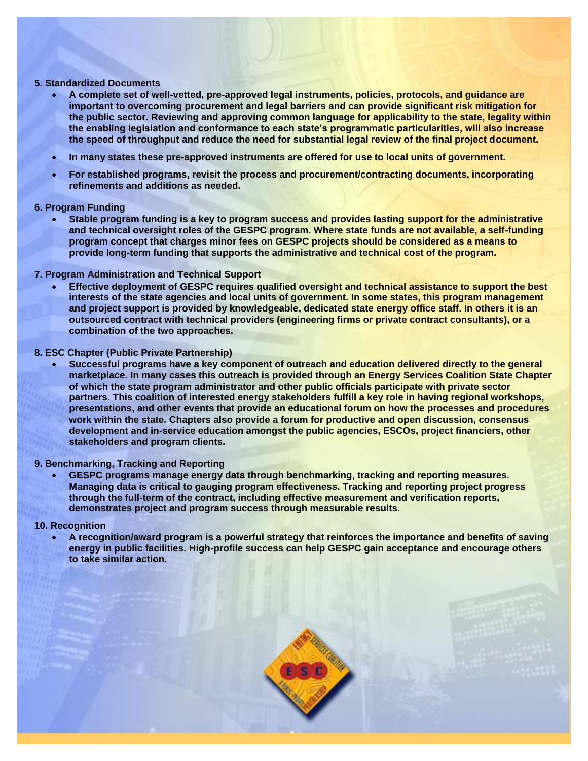**5. Standardized Documents**

- **A complete set of well-vetted, pre-approved legal instruments, policies, protocols, and guidance are important to overcoming procurement and legal barriers and can provide significant risk mitigation for the public sector. Reviewing and approving common language for applicability to the state, legality within the enabling legislation and conformance to each state's programmatic particularities, will also increase the speed of throughput and reduce the need for substantial legal review of the final project document.**
- **In many states these pre-approved instruments are offered for use to local units of government.**
- **For established programs, revisit the process and procurement/contracting documents, incorporating refinements and additions as needed.**

**6. Program Funding**

- **Stable program funding is a key to program success and provides lasting support for the administrative and technical oversight roles of the GESPC program. Where state funds are not available, a self-funding program concept that charges minor fees on GESPC projects should be considered as a means to provide long-term funding that supports the administrative and technical cost of the program.**

**7. Program Administration and Technical Support**

- **Effective deployment of GESPC requires qualified oversight and technical assistance to support the best interests of the state agencies and local units of government. In some states, this program management and project support is provided by knowledgeable, dedicated state energy office staff. In others it is an outsourced contract with technical providers (engineering firms or private contract consultants), or a combination of the two approaches.**

**8. ESC Chapter (Public Private Partnership)**

- **Successful programs have a key component of outreach and education delivered directly to the general marketplace. In many cases this outreach is provided through an Energy Services Coalition State Chapter of which the state program administrator and other public officials participate with private sector partners. This coalition of interested energy stakeholders fulfill a key role in having regional workshops, presentations, and other events that provide an educational forum on how the processes and procedures work within the state. Chapters also provide a forum for productive and open discussion, consensus development and in-service education amongst the public agencies, ESCOs, project financiers, other stakeholders and program clients.**

**9. Benchmarking, Tracking and Reporting**

- **GESPC programs manage energy data through benchmarking, tracking and reporting measures. Managing data is critical to gauging program effectiveness. Tracking and reporting project progress through the full-term of the contract, including effective measurement and verification reports, demonstrates project and program success through measurable results.**

**10. Recognition**

- **A recognition/award program is a powerful strategy that reinforces the importance and benefits of saving energy in public facilities. High-profile success can help GESPC gain acceptance and encourage others to take similar action.**